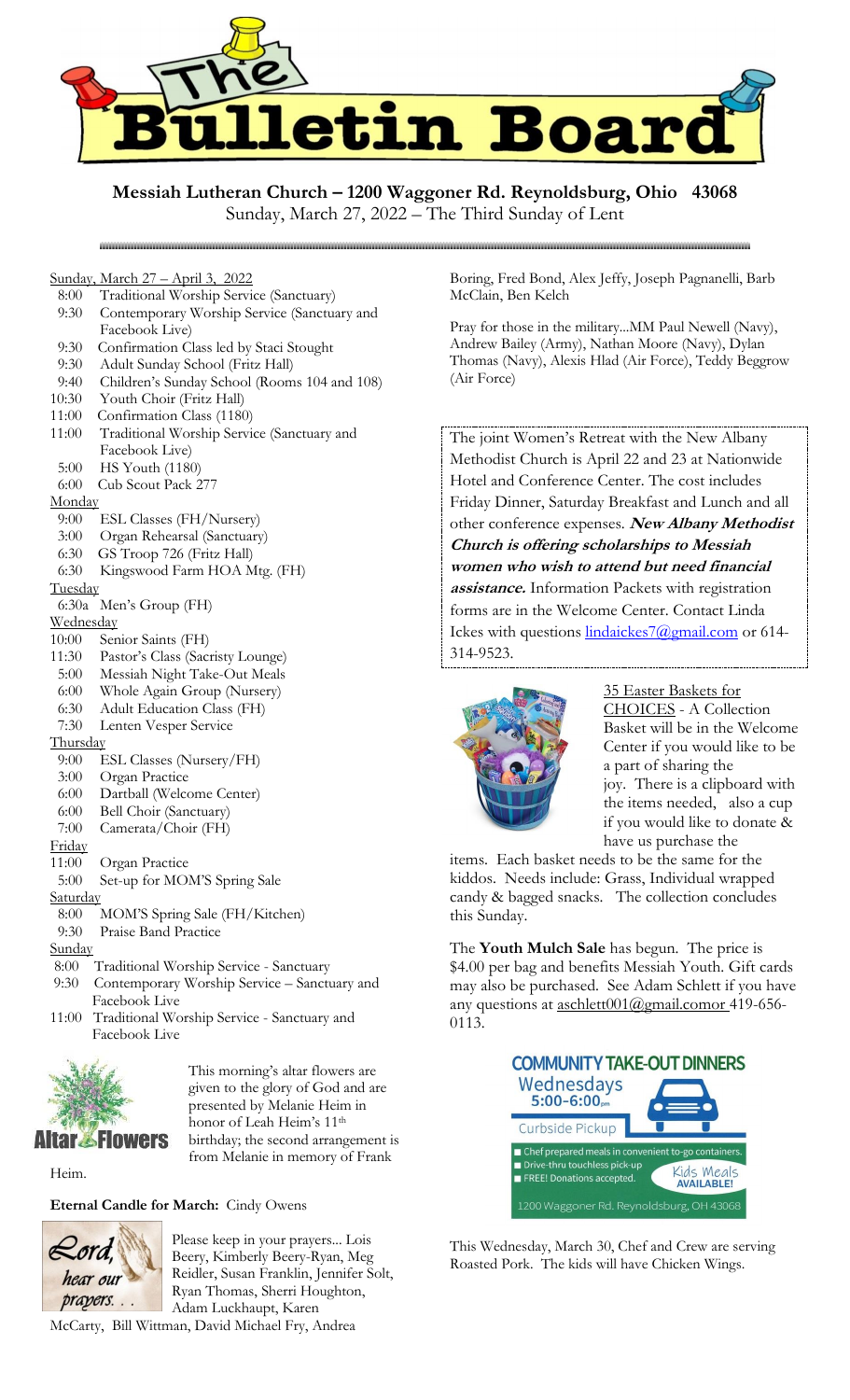# The Bulletin Board

**Messiah Lutheran Church – 1200 Waggoner Rd. Reynoldsburg, Ohio 43068**

Sunday, March 27, 2022 – The Third Sunday of Lent

Sunday, March 27 – April 3, 2022

- 8:00 Traditional Worship Service (Sanctuary)
- 9:30 Contemporary Worship Service (Sanctuary and Facebook Live)
- 9:30 Confirmation Class led by Staci Stought
- 9:30 Adult Sunday School (Fritz Hall)
- 9:40 Children's Sunday School (Rooms 104 and 108)
- 10:30 Youth Choir (Fritz Hall)
- 11:00 Confirmation Class (1180)
- 11:00 Traditional Worship Service (Sanctuary and Facebook Live)
- 5:00 HS Youth (1180)
- 6:00 Cub Scout Pack 277

Monday

- 9:00 ESL Classes (FH/Nursery)
- 3:00 Organ Rehearsal (Sanctuary)
- 6:30 GS Troop 726 (Fritz Hall)
- 6:30 Kingswood Farm HOA Mtg. (FH)

Tuesday

- 6:30a Men's Group (FH)

Wednesday

- 10:00 Senior Saints (FH)
- 11:30 Pastor's Class (Sacristy Lounge)
- 5:00 Messiah Night Take-Out Meals
- 6:00 Whole Again Group (Nursery)
- 6:30 Adult Education Class (FH)
- 7:30 Lenten Vesper Service

Thursday

- 9:00 ESL Classes (Nursery/FH)
- 3:00 Organ Practice
- 6:00 Dartball (Welcome Center)
- 6:00 Bell Choir (Sanctuary)
- 7:00 Camerata/Choir (FH)

Friday

- 11:00 Organ Practice
- 5:00 Set-up for MOM'S Spring Sale

Saturday

- 8:00 MOM'S Spring Sale (FH/Kitchen)
- 9:30 Praise Band Practice

Sunday

- 8:00 Traditional Worship Service - Sanctuary
- 9:30 Contemporary Worship Service – Sanctuary and Facebook Live
- 11:00 Traditional Worship Service - Sanctuary and Facebook Live

**Altar Flowers**

This morning's altar flowers are given to the glory of God and are presented by Melanie Heim in honor of Leah Heim's 11th birthday; the second arrangement is from Melanie in memory of Frank Heim.

**Eternal Candle for March:** Cindy Owens

*Lord, hear our prayers. . .*

Please keep in your prayers... Lois Beery, Kimberly Beery-Ryan, Meg Reidler, Susan Franklin, Jennifer Solt, Ryan Thomas, Sherri Houghton, Adam Luckhaupt, Karen McCarty, Bill Wittman, David Michael Fry, Andrea Boring, Fred Bond, Alex Jeffy, Joseph Pagnanelli, Barb McClain, Ben Kelch

Pray for those in the military...MM Paul Newell (Navy), Andrew Bailey (Army), Nathan Moore (Navy), Dylan Thomas (Navy), Alexis Hlad (Air Force), Teddy Beggrow (Air Force)

The joint Women's Retreat with the New Albany Methodist Church is April 22 and 23 at Nationwide Hotel and Conference Center. The cost includes Friday Dinner, Saturday Breakfast and Lunch and all other conference expenses. ***New Albany Methodist Church is offering scholarships to Messiah women who wish to attend but need financial assistance.*** Information Packets with registration forms are in the Welcome Center. Contact Linda Ickes with questions lindaickes7@gmail.com or 614-314-9523.

35 Easter Baskets for CHOICES - A Collection Basket will be in the Welcome Center if you would like to be a part of sharing the joy. There is a clipboard with the items needed, also a cup if you would like to donate & have us purchase the items. Each basket needs to be the same for the kiddos. Needs include: Grass, Individual wrapped candy & bagged snacks. The collection concludes this Sunday.

The **Youth Mulch Sale** has begun. The price is $4.00 per bag and benefits Messiah Youth. Gift cards may also be purchased. See Adam Schlett if you have any questions at aschlett001@gmail.comor 419-656-0113.

**COMMUNITY TAKE-OUT DINNERS**

Wednesdays 5:00-6:00pm

Curbside Pickup

- Chef prepared meals in convenient to-go containers.
- Drive-thru touchless pick-up
- FREE! Donations accepted.

Kids Meals AVAILABLE!

1200 Waggoner Rd. Reynoldsburg, OH 43068

This Wednesday, March 30, Chef and Crew are serving Roasted Pork. The kids will have Chicken Wings.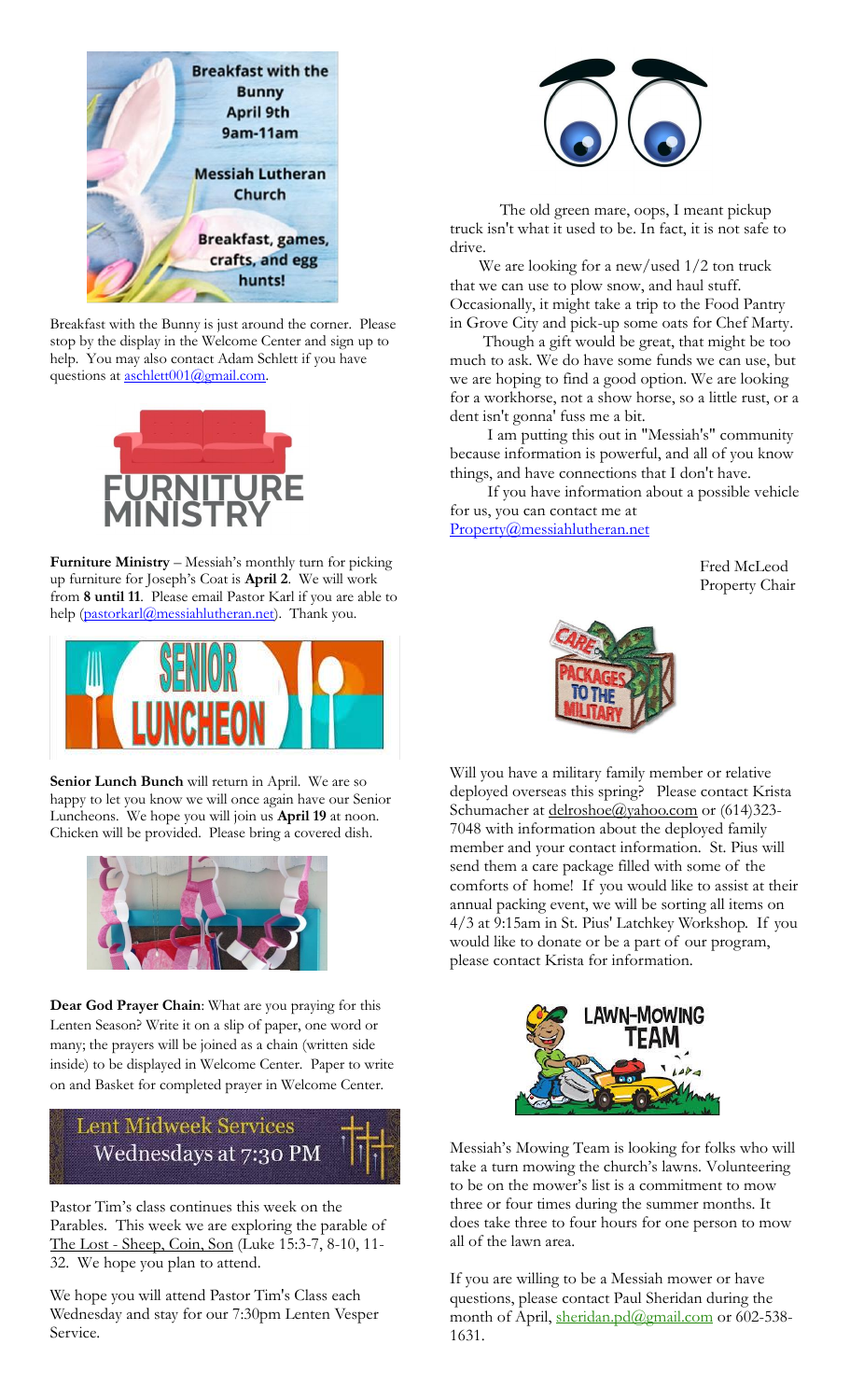Breakfast with the Bunny
April 9th
9am-11am

Messiah Lutheran Church

Breakfast, games, crafts, and egg hunts!

Breakfast with the Bunny is just around the corner. Please stop by the display in the Welcome Center and sign up to help. You may also contact Adam Schlett if you have questions at aschlett001@gmail.com.

FURNITURE MINISTRY

**Furniture Ministry** – Messiah's monthly turn for picking up furniture for Joseph's Coat is **April 2**. We will work from **8 until 11**. Please email Pastor Karl if you are able to help (pastorkarl@messiahlutheran.net). Thank you.

SENIOR LUNCHEON

**Senior Lunch Bunch** will return in April. We are so happy to let you know we will once again have our Senior Luncheons. We hope you will join us **April 19** at noon. Chicken will be provided. Please bring a covered dish.

**Dear God Prayer Chain**: What are you praying for this Lenten Season? Write it on a slip of paper, one word or many; the prayers will be joined as a chain (written side inside) to be displayed in Welcome Center. Paper to write on and Basket for completed prayer in Welcome Center.

## Lent Midweek Services Wednesdays at 7:30 PM

Pastor Tim's class continues this week on the Parables. This week we are exploring the parable of The Lost - Sheep, Coin, Son (Luke 15:3-7, 8-10, 11-32. We hope you plan to attend.

We hope you will attend Pastor Tim's Class each Wednesday and stay for our 7:30pm Lenten Vesper Service.

The old green mare, oops, I meant pickup truck isn't what it used to be. In fact, it is not safe to drive.

We are looking for a new/used 1/2 ton truck that we can use to plow snow, and haul stuff. Occasionally, it might take a trip to the Food Pantry in Grove City and pick-up some oats for Chef Marty.

Though a gift would be great, that might be too much to ask. We do have some funds we can use, but we are hoping to find a good option. We are looking for a workhorse, not a show horse, so a little rust, or a dent isn't gonna' fuss me a bit.

I am putting this out in "Messiah's" community because information is powerful, and all of you know things, and have connections that I don't have.

If you have information about a possible vehicle for us, you can contact me at Property@messiahlutheran.net

Fred McLeod
Property Chair

CARE PACKAGES TO THE MILITARY

Will you have a military family member or relative deployed overseas this spring? Please contact Krista Schumacher at delroshoe@yahoo.com or (614)323-7048 with information about the deployed family member and your contact information. St. Pius will send them a care package filled with some of the comforts of home! If you would like to assist at their annual packing event, we will be sorting all items on 4/3 at 9:15am in St. Pius' Latchkey Workshop. If you would like to donate or be a part of our program, please contact Krista for information.

LAWN-MOWING TEAM

Messiah's Mowing Team is looking for folks who will take a turn mowing the church's lawns. Volunteering to be on the mower's list is a commitment to mow three or four times during the summer months. It does take three to four hours for one person to mow all of the lawn area.

If you are willing to be a Messiah mower or have questions, please contact Paul Sheridan during the month of April, sheridan.pd@gmail.com or 602-538-1631.